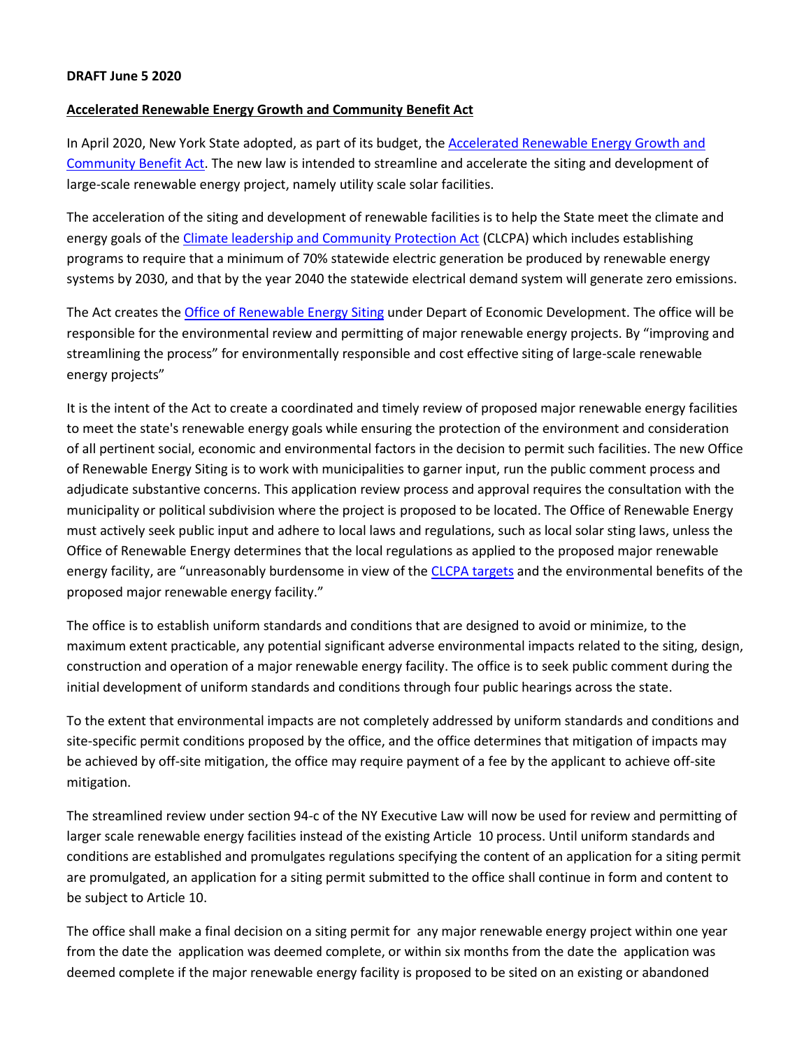**DRAFT June 5 2020**

**Accelerated Renewable Energy Growth and Community Benefit Act**

In April 2020, New York State adopted, as part of its budget, the [Accelerated Renewable Energy Growth and Community Benefit Act](). The new law is intended to streamline and accelerate the siting and development of large-scale renewable energy project, namely utility scale solar facilities.

The acceleration of the siting and development of renewable facilities is to help the State meet the climate and energy goals of the [Climate leadership and Community Protection Act]() (CLCPA) which includes establishing programs to require that a minimum of 70% statewide electric generation be produced by renewable energy systems by 2030, and that by the year 2040 the statewide electrical demand system will generate zero emissions.

The Act creates the [Office of Renewable Energy Siting]() under Depart of Economic Development. The office will be responsible for the environmental review and permitting of major renewable energy projects. By "improving and streamlining the process" for environmentally responsible and cost effective siting of large-scale renewable energy projects"

It is the intent of the Act to create a coordinated and timely review of proposed major renewable energy facilities to meet the state's renewable energy goals while ensuring the protection of the environment and consideration of all pertinent social, economic and environmental factors in the decision to permit such facilities. The new Office of Renewable Energy Siting is to work with municipalities to garner input, run the public comment process and adjudicate substantive concerns. This application review process and approval requires the consultation with the municipality or political subdivision where the project is proposed to be located. The Office of Renewable Energy must actively seek public input and adhere to local laws and regulations, such as local solar sting laws, unless the Office of Renewable Energy determines that the local regulations as applied to the proposed major renewable energy facility, are "unreasonably burdensome in view of the [CLCPA targets]() and the environmental benefits of the proposed major renewable energy facility."

The office is to establish uniform standards and conditions that are designed to avoid or minimize, to the maximum extent practicable, any potential significant adverse environmental impacts related to the siting, design, construction and operation of a major renewable energy facility. The office is to seek public comment during the initial development of uniform standards and conditions through four public hearings across the state.

To the extent that environmental impacts are not completely addressed by uniform standards and conditions and site-specific permit conditions proposed by the office, and the office determines that mitigation of impacts may be achieved by off-site mitigation, the office may require payment of a fee by the applicant to achieve off-site mitigation.

The streamlined review under section 94-c of the NY Executive Law will now be used for review and permitting of larger scale renewable energy facilities instead of the existing Article 10 process. Until uniform standards and conditions are established and promulgates regulations specifying the content of an application for a siting permit are promulgated, an application for a siting permit submitted to the office shall continue in form and content to be subject to Article 10.

The office shall make a final decision on a siting permit for any major renewable energy project within one year from the date the application was deemed complete, or within six months from the date the application was deemed complete if the major renewable energy facility is proposed to be sited on an existing or abandoned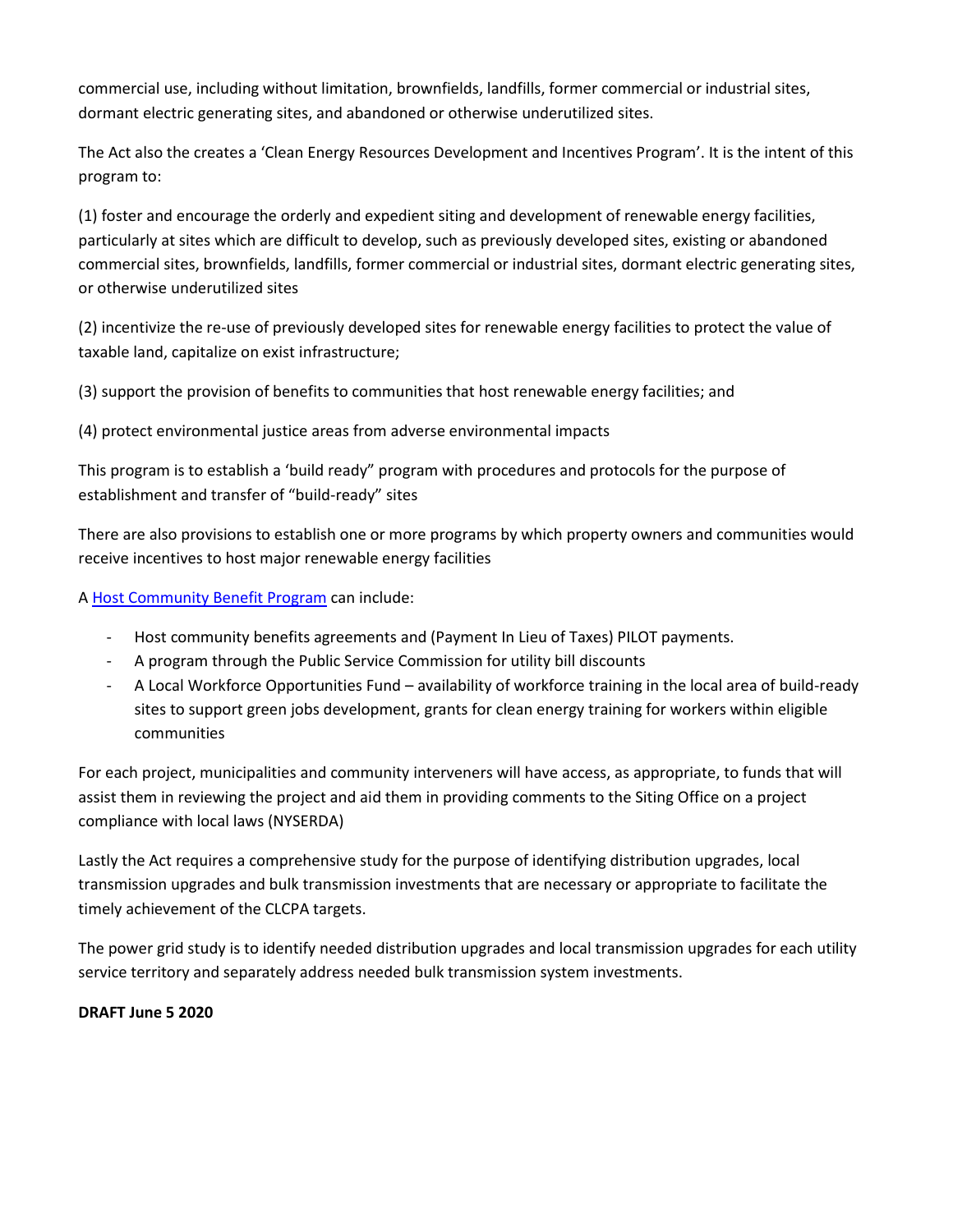commercial use, including without limitation, brownfields, landfills, former commercial or industrial sites, dormant electric generating sites, and abandoned or otherwise underutilized sites.

The Act also the creates a 'Clean Energy Resources Development and Incentives Program'. It is the intent of this program to:

(1) foster and encourage the orderly and expedient siting and development of renewable energy facilities, particularly at sites which are difficult to develop, such as previously developed sites, existing or abandoned commercial sites, brownfields, landfills, former commercial or industrial sites, dormant electric generating sites, or otherwise underutilized sites

(2) incentivize the re-use of previously developed sites for renewable energy facilities to protect the value of taxable land, capitalize on exist infrastructure;

(3) support the provision of benefits to communities that host renewable energy facilities; and

(4) protect environmental justice areas from adverse environmental impacts

This program is to establish a 'build ready" program with procedures and protocols for the purpose of establishment and transfer of "build-ready" sites

There are also provisions to establish one or more programs by which property owners and communities would receive incentives to host major renewable energy facilities

A Host Community Benefit Program can include:

- Host community benefits agreements and (Payment In Lieu of Taxes) PILOT payments.
- A program through the Public Service Commission for utility bill discounts
- A Local Workforce Opportunities Fund – availability of workforce training in the local area of build-ready sites to support green jobs development, grants for clean energy training for workers within eligible communities

For each project, municipalities and community interveners will have access, as appropriate, to funds that will assist them in reviewing the project and aid them in providing comments to the Siting Office on a project compliance with local laws (NYSERDA)

Lastly the Act requires a comprehensive study for the purpose of identifying distribution upgrades, local transmission upgrades and bulk transmission investments that are necessary or appropriate to facilitate the timely achievement of the CLCPA targets.

The power grid study is to identify needed distribution upgrades and local transmission upgrades for each utility service territory and separately address needed bulk transmission system investments.

**DRAFT June 5 2020**